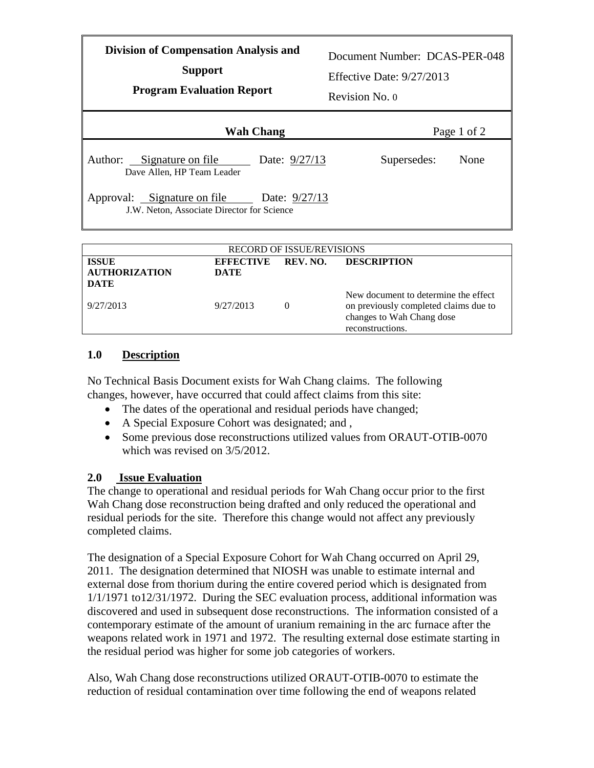| Division of Compensation Analysis and Support<br>Program Evaluation Report | Document Number: DCAS-PER-048<br>Effective Date: 9/27/2013<br>Revision No. 0 |
|---|---|
| **Wah Chang** | |
| Author: Signature on file Date: 9/27/13<br>Dave Allen, HP Team Leader | Supersedes: None |
| Approval: Signature on file Date: 9/27/13<br>J.W. Neton, Associate Director for Science | |

| RECORD OF ISSUE/REVISIONS | | | |
|---|---|---|---|
| **ISSUE AUTHORIZATION DATE** | **EFFECTIVE DATE** | **REV. NO.** | **DESCRIPTION** |
| 9/27/2013 | 9/27/2013 | 0 | New document to determine the effect on previously completed claims due to changes to Wah Chang dose reconstructions. |

## 1.0 Description

No Technical Basis Document exists for Wah Chang claims. The following changes, however, have occurred that could affect claims from this site:

- The dates of the operational and residual periods have changed;
- A Special Exposure Cohort was designated; and ,
- Some previous dose reconstructions utilized values from ORAUT-OTIB-0070 which was revised on 3/5/2012.

## 2.0 Issue Evaluation

The change to operational and residual periods for Wah Chang occur prior to the first Wah Chang dose reconstruction being drafted and only reduced the operational and residual periods for the site. Therefore this change would not affect any previously completed claims.

The designation of a Special Exposure Cohort for Wah Chang occurred on April 29, 2011. The designation determined that NIOSH was unable to estimate internal and external dose from thorium during the entire covered period which is designated from 1/1/1971 to12/31/1972. During the SEC evaluation process, additional information was discovered and used in subsequent dose reconstructions. The information consisted of a contemporary estimate of the amount of uranium remaining in the arc furnace after the weapons related work in 1971 and 1972. The resulting external dose estimate starting in the residual period was higher for some job categories of workers.

Also, Wah Chang dose reconstructions utilized ORAUT-OTIB-0070 to estimate the reduction of residual contamination over time following the end of weapons related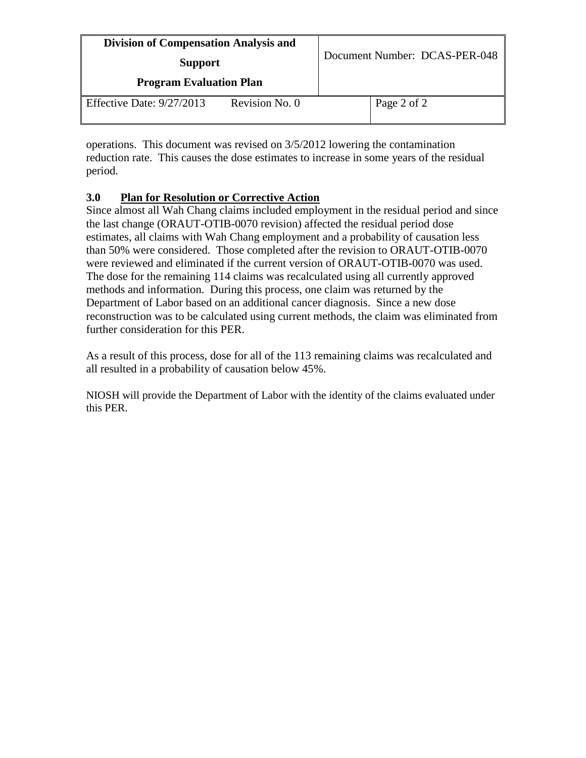operations. This document was revised on 3/5/2012 lowering the contamination reduction rate. This causes the dose estimates to increase in some years of the residual period.

## 3.0 Plan for Resolution or Corrective Action

Since almost all Wah Chang claims included employment in the residual period and since the last change (ORAUT-OTIB-0070 revision) affected the residual period dose estimates, all claims with Wah Chang employment and a probability of causation less than 50% were considered. Those completed after the revision to ORAUT-OTIB-0070 were reviewed and eliminated if the current version of ORAUT-OTIB-0070 was used. The dose for the remaining 114 claims was recalculated using all currently approved methods and information. During this process, one claim was returned by the Department of Labor based on an additional cancer diagnosis. Since a new dose reconstruction was to be calculated using current methods, the claim was eliminated from further consideration for this PER.

As a result of this process, dose for all of the 113 remaining claims was recalculated and all resulted in a probability of causation below 45%.

NIOSH will provide the Department of Labor with the identity of the claims evaluated under this PER.